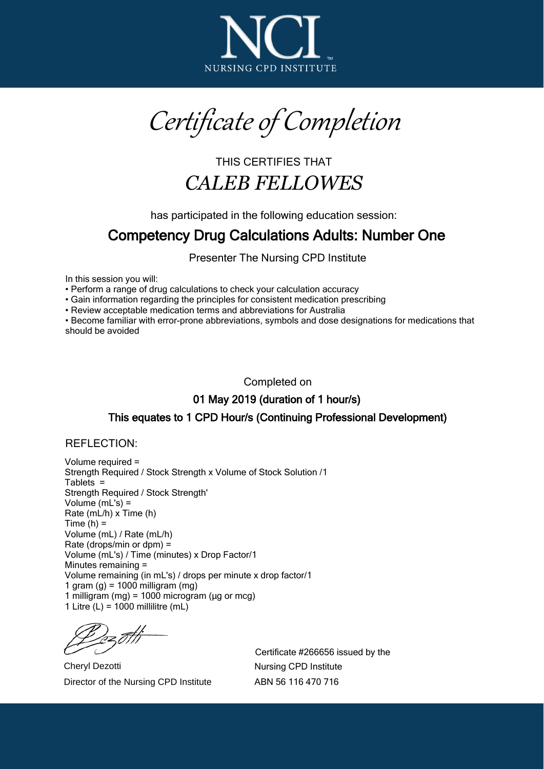NCI
NURSING CPD INSTITUTE™

# *Certificate of Completion*

THIS CERTIFIES THAT

*CALEB FELLOWES*

has participated in the following education session:

## Competency Drug Calculations Adults: Number One

Presenter The Nursing CPD Institute

In this session you will:

- Perform a range of drug calculations to check your calculation accuracy
- Gain information regarding the principles for consistent medication prescribing
- Review acceptable medication terms and abbreviations for Australia
- Become familiar with error-prone abbreviations, symbols and dose designations for medications that should be avoided

Completed on

**01 May 2019 (duration of 1 hour/s)**

**This equates to 1 CPD Hour/s (Continuing Professional Development)**

REFLECTION:

Volume required =
Strength Required / Stock Strength x Volume of Stock Solution /1
Tablets =
Strength Required / Stock Strength'
Volume (mL's) =
Rate (mL/h) x Time (h)
Time (h) =
Volume (mL) / Rate (mL/h)
Rate (drops/min or dpm) =
Volume (mL's) / Time (minutes) x Drop Factor/1
Minutes remaining =
Volume remaining (in mL's) / drops per minute x drop factor/1
1 gram (g) = 1000 milligram (mg)
1 milligram (mg) = 1000 microgram (µg or mcg)
1 Litre (L) = 1000 millilitre (mL)

Cheryl Dezotti
Director of the Nursing CPD Institute

Certificate #266656 issued by the
Nursing CPD Institute
ABN 56 116 470 716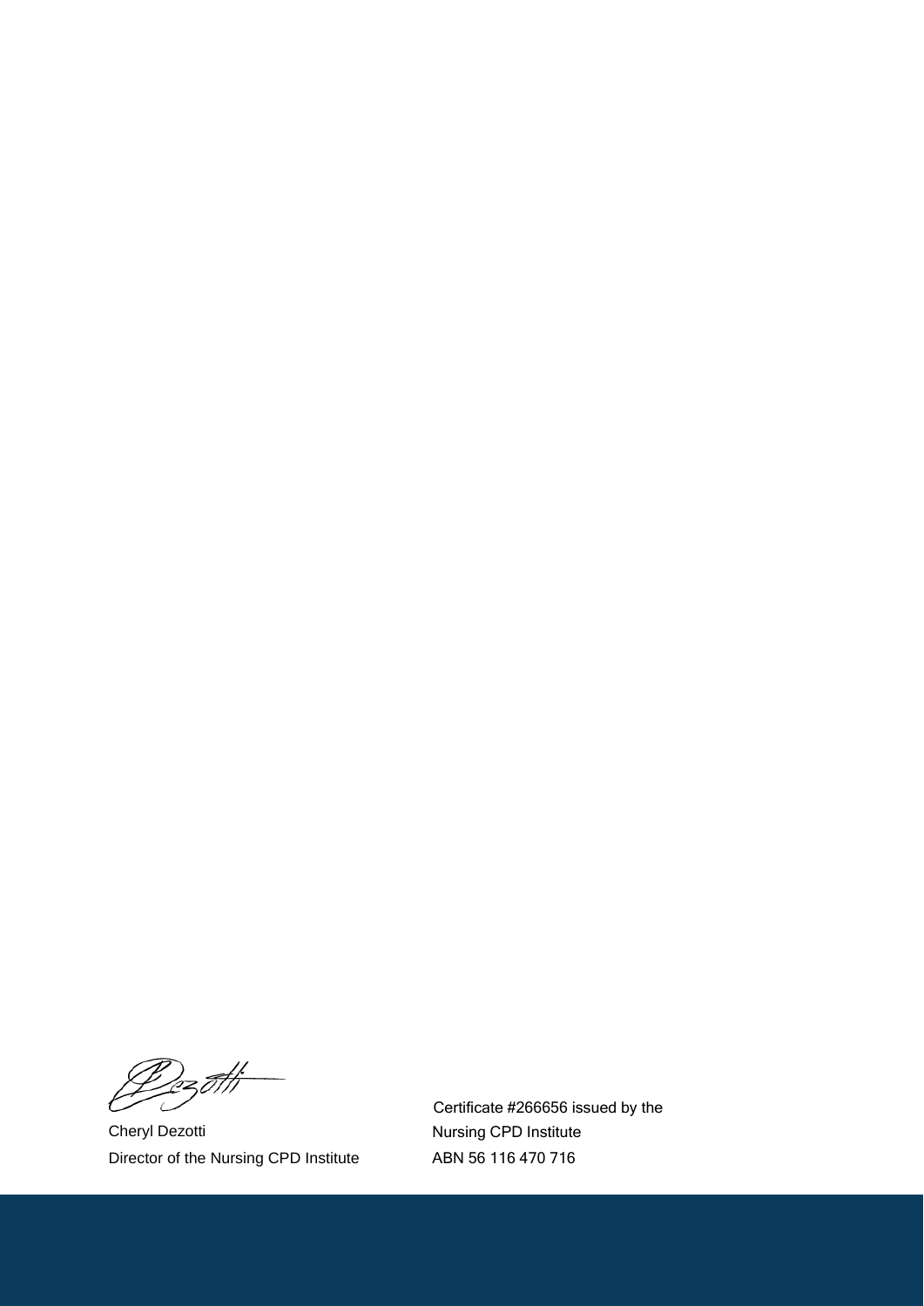Cheryl Dezotti
Director of the Nursing CPD Institute

Certificate #266656 issued by the
Nursing CPD Institute
ABN 56 116 470 716